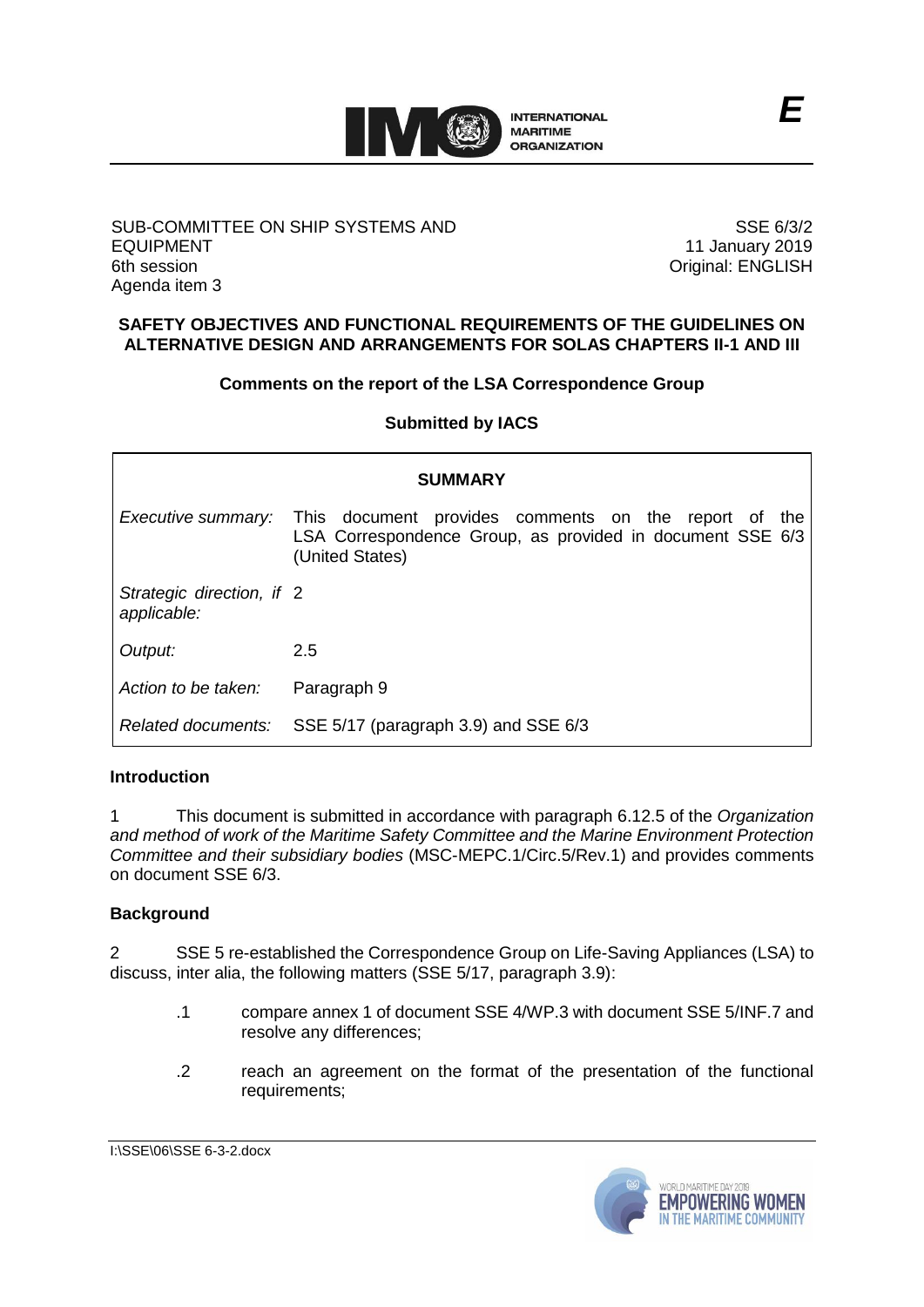*E*

SUB-COMMITTEE ON SHIP SYSTEMS AND EQUIPMENT
6th session
Agenda item 3

SSE 6/3/2
11 January 2019
Original: ENGLISH

**SAFETY OBJECTIVES AND FUNCTIONAL REQUIREMENTS OF THE GUIDELINES ON ALTERNATIVE DESIGN AND ARRANGEMENTS FOR SOLAS CHAPTERS II-1 AND III**

**Comments on the report of the LSA Correspondence Group**

**Submitted by IACS**

| **SUMMARY** | |
|---|---|
| *Executive summary:* | This document provides comments on the report of the LSA Correspondence Group, as provided in document SSE 6/3 (United States) |
| *Strategic direction, if applicable:* | 2 |
| *Output:* | 2.5 |
| *Action to be taken:* | Paragraph 9 |
| *Related documents:* | SSE 5/17 (paragraph 3.9) and SSE 6/3 |

**Introduction**

1 This document is submitted in accordance with paragraph 6.12.5 of the *Organization and method of work of the Maritime Safety Committee and the Marine Environment Protection Committee and their subsidiary bodies* (MSC-MEPC.1/Circ.5/Rev.1) and provides comments on document SSE 6/3.

**Background**

2 SSE 5 re-established the Correspondence Group on Life-Saving Appliances (LSA) to discuss, inter alia, the following matters (SSE 5/17, paragraph 3.9):

.1 compare annex 1 of document SSE 4/WP.3 with document SSE 5/INF.7 and resolve any differences;

.2 reach an agreement on the format of the presentation of the functional requirements;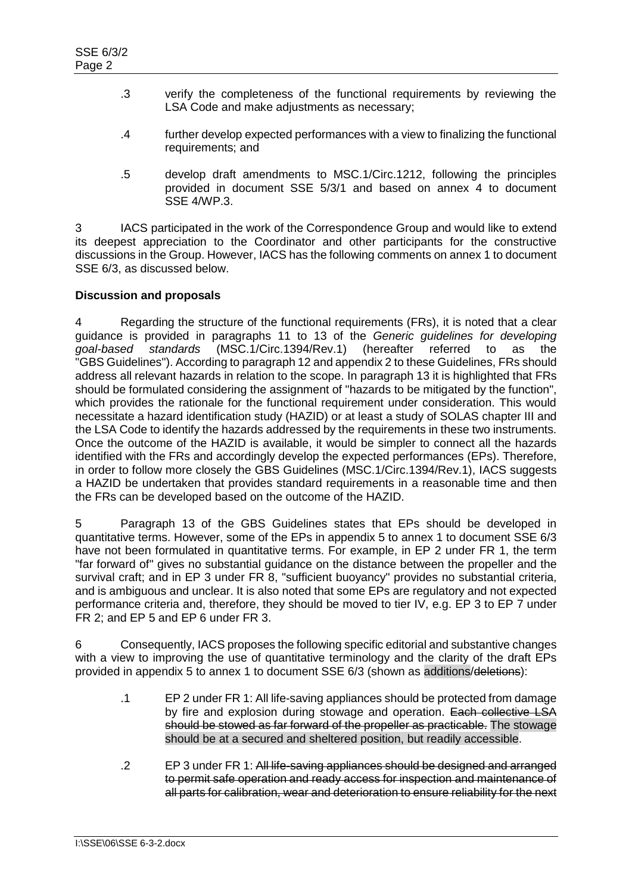.3 verify the completeness of the functional requirements by reviewing the LSA Code and make adjustments as necessary;

.4 further develop expected performances with a view to finalizing the functional requirements; and

.5 develop draft amendments to MSC.1/Circ.1212, following the principles provided in document SSE 5/3/1 and based on annex 4 to document SSE 4/WP.3.

3 IACS participated in the work of the Correspondence Group and would like to extend its deepest appreciation to the Coordinator and other participants for the constructive discussions in the Group. However, IACS has the following comments on annex 1 to document SSE 6/3, as discussed below.

**Discussion and proposals**

4 Regarding the structure of the functional requirements (FRs), it is noted that a clear guidance is provided in paragraphs 11 to 13 of the *Generic guidelines for developing goal-based standards* (MSC.1/Circ.1394/Rev.1) (hereafter referred to as the "GBS Guidelines"). According to paragraph 12 and appendix 2 to these Guidelines, FRs should address all relevant hazards in relation to the scope. In paragraph 13 it is highlighted that FRs should be formulated considering the assignment of "hazards to be mitigated by the function", which provides the rationale for the functional requirement under consideration. This would necessitate a hazard identification study (HAZID) or at least a study of SOLAS chapter III and the LSA Code to identify the hazards addressed by the requirements in these two instruments. Once the outcome of the HAZID is available, it would be simpler to connect all the hazards identified with the FRs and accordingly develop the expected performances (EPs). Therefore, in order to follow more closely the GBS Guidelines (MSC.1/Circ.1394/Rev.1), IACS suggests a HAZID be undertaken that provides standard requirements in a reasonable time and then the FRs can be developed based on the outcome of the HAZID.

5 Paragraph 13 of the GBS Guidelines states that EPs should be developed in quantitative terms. However, some of the EPs in appendix 5 to annex 1 to document SSE 6/3 have not been formulated in quantitative terms. For example, in EP 2 under FR 1, the term "far forward of" gives no substantial guidance on the distance between the propeller and the survival craft; and in EP 3 under FR 8, "sufficient buoyancy" provides no substantial criteria, and is ambiguous and unclear. It is also noted that some EPs are regulatory and not expected performance criteria and, therefore, they should be moved to tier IV, e.g. EP 3 to EP 7 under FR 2; and EP 5 and EP 6 under FR 3.

6 Consequently, IACS proposes the following specific editorial and substantive changes with a view to improving the use of quantitative terminology and the clarity of the draft EPs provided in appendix 5 to annex 1 to document SSE 6/3 (shown as additions/~~deletions~~):

.1 EP 2 under FR 1: All life-saving appliances should be protected from damage by fire and explosion during stowage and operation. ~~Each collective LSA should be stowed as far forward of the propeller as practicable.~~ The stowage should be at a secured and sheltered position, but readily accessible.

.2 EP 3 under FR 1: ~~All life-saving appliances should be designed and arranged to permit safe operation and ready access for inspection and maintenance of all parts for calibration, wear and deterioration to ensure reliability for the next~~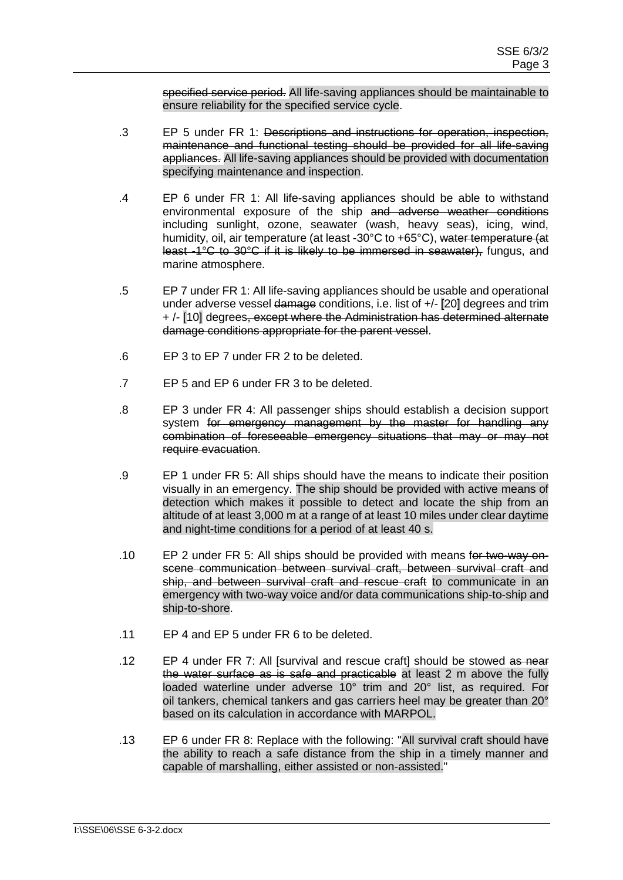~~specified service period.~~ All life-saving appliances should be maintainable to ensure reliability for the specified service cycle.

.3 EP 5 under FR 1: ~~Descriptions and instructions for operation, inspection, maintenance and functional testing should be provided for all life-saving appliances.~~ All life-saving appliances should be provided with documentation specifying maintenance and inspection.

.4 EP 6 under FR 1: All life-saving appliances should be able to withstand environmental exposure of the ship ~~and adverse weather conditions~~ including sunlight, ozone, seawater (wash, heavy seas), icing, wind, humidity, oil, air temperature (at least -30°C to +65°C), ~~water temperature (at least -1°C to 30°C if it is likely to be immersed in seawater),~~ fungus, and marine atmosphere.

.5 EP 7 under FR 1: All life-saving appliances should be usable and operational under adverse vessel ~~damage~~ conditions, i.e. list of +/- [20] degrees and trim + /- [10] degrees~~, except where the Administration has determined alternate damage conditions appropriate for the parent vessel~~.

.6 EP 3 to EP 7 under FR 2 to be deleted.

.7 EP 5 and EP 6 under FR 3 to be deleted.

.8 EP 3 under FR 4: All passenger ships should establish a decision support system ~~for emergency management by the master for handling any combination of foreseeable emergency situations that may or may not require evacuation~~.

.9 EP 1 under FR 5: All ships should have the means to indicate their position visually in an emergency. The ship should be provided with active means of detection which makes it possible to detect and locate the ship from an altitude of at least 3,000 m at a range of at least 10 miles under clear daytime and night-time conditions for a period of at least 40 s.

.10 EP 2 under FR 5: All ships should be provided with means f~~or two-way on-scene communication between survival craft, between survival craft and ship, and between survival craft and rescue craft~~ to communicate in an emergency with two-way voice and/or data communications ship-to-ship and ship-to-shore.

.11 EP 4 and EP 5 under FR 6 to be deleted.

.12 EP 4 under FR 7: All [survival and rescue craft] should be stowed ~~as near the water surface as is safe and practicable~~ at least 2 m above the fully loaded waterline under adverse 10° trim and 20° list, as required. For oil tankers, chemical tankers and gas carriers heel may be greater than 20° based on its calculation in accordance with MARPOL.

.13 EP 6 under FR 8: Replace with the following: "All survival craft should have the ability to reach a safe distance from the ship in a timely manner and capable of marshalling, either assisted or non-assisted."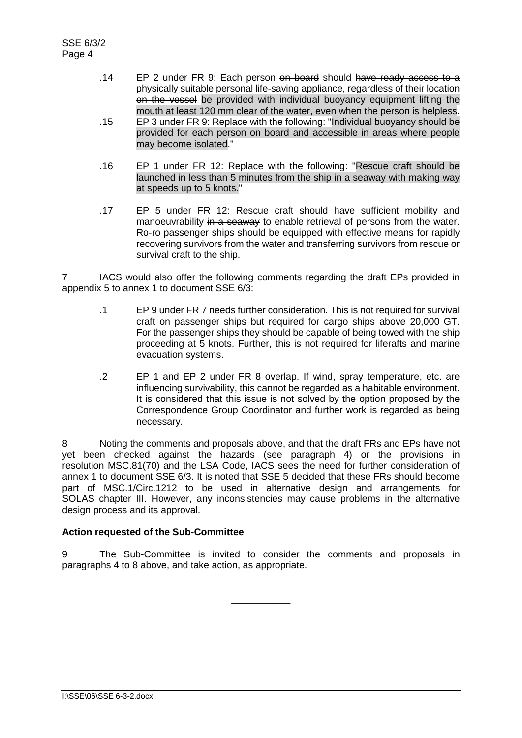.14 EP 2 under FR 9: Each person ~~on board~~ should ~~have ready access to a physically suitable personal life-saving appliance, regardless of their location on the vessel~~ be provided with individual buoyancy equipment lifting the mouth at least 120 mm clear of the water, even when the person is helpless.

.15 EP 3 under FR 9: Replace with the following: "Individual buoyancy should be provided for each person on board and accessible in areas where people may become isolated."

.16 EP 1 under FR 12: Replace with the following: "Rescue craft should be launched in less than 5 minutes from the ship in a seaway with making way at speeds up to 5 knots."

.17 EP 5 under FR 12: Rescue craft should have sufficient mobility and manoeuvrability ~~in a seaway~~ to enable retrieval of persons from the water. ~~Ro-ro passenger ships should be equipped with effective means for rapidly recovering survivors from the water and transferring survivors from rescue or survival craft to the ship.~~

7 IACS would also offer the following comments regarding the draft EPs provided in appendix 5 to annex 1 to document SSE 6/3:

.1 EP 9 under FR 7 needs further consideration. This is not required for survival craft on passenger ships but required for cargo ships above 20,000 GT. For the passenger ships they should be capable of being towed with the ship proceeding at 5 knots. Further, this is not required for liferafts and marine evacuation systems.

.2 EP 1 and EP 2 under FR 8 overlap. If wind, spray temperature, etc. are influencing survivability, this cannot be regarded as a habitable environment. It is considered that this issue is not solved by the option proposed by the Correspondence Group Coordinator and further work is regarded as being necessary.

8 Noting the comments and proposals above, and that the draft FRs and EPs have not yet been checked against the hazards (see paragraph 4) or the provisions in resolution MSC.81(70) and the LSA Code, IACS sees the need for further consideration of annex 1 to document SSE 6/3. It is noted that SSE 5 decided that these FRs should become part of MSC.1/Circ.1212 to be used in alternative design and arrangements for SOLAS chapter III. However, any inconsistencies may cause problems in the alternative design process and its approval.

**Action requested of the Sub-Committee**

9 The Sub-Committee is invited to consider the comments and proposals in paragraphs 4 to 8 above, and take action, as appropriate.

\_\_\_\_\_\_\_\_\_\_\_